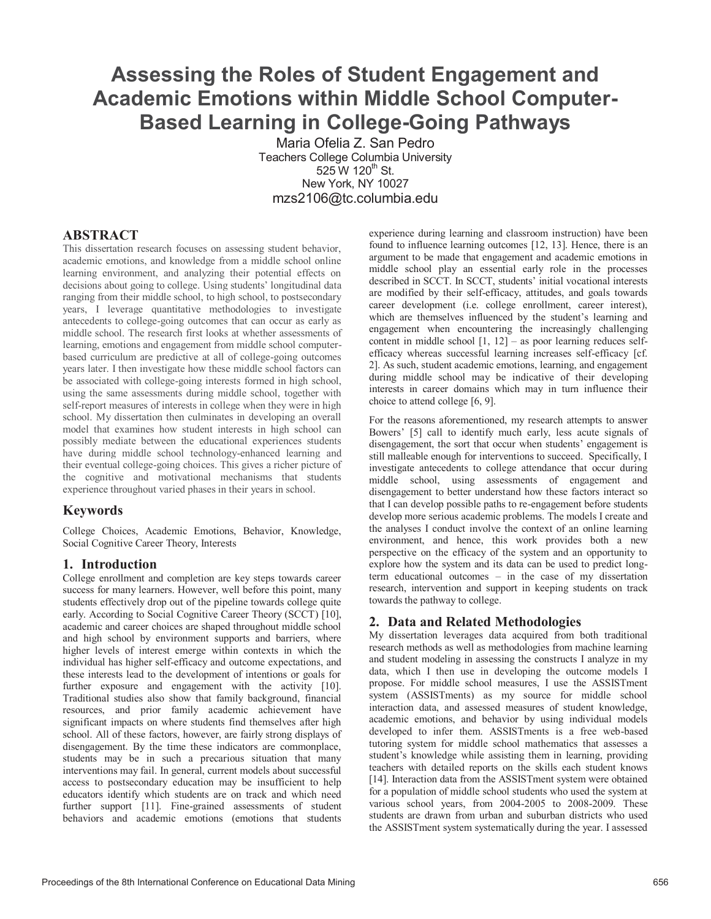# Assessing the Roles of Student Engagement and Academic Emotions within Middle School Computer-Based Learning in College-Going Pathways

Maria Ofelia Z. San Pedro
Teachers College Columbia University
525 W 120th St.
New York, NY 10027
mzs2106@tc.columbia.edu

## ABSTRACT

This dissertation research focuses on assessing student behavior, academic emotions, and knowledge from a middle school online learning environment, and analyzing their potential effects on decisions about going to college. Using students' longitudinal data ranging from their middle school, to high school, to postsecondary years, I leverage quantitative methodologies to investigate antecedents to college-going outcomes that can occur as early as middle school. The research first looks at whether assessments of learning, emotions and engagement from middle school computer-based curriculum are predictive at all of college-going outcomes years later. I then investigate how these middle school factors can be associated with college-going interests formed in high school, using the same assessments during middle school, together with self-report measures of interests in college when they were in high school. My dissertation then culminates in developing an overall model that examines how student interests in high school can possibly mediate between the educational experiences students have during middle school technology-enhanced learning and their eventual college-going choices. This gives a richer picture of the cognitive and motivational mechanisms that students experience throughout varied phases in their years in school.

## Keywords

College Choices, Academic Emotions, Behavior, Knowledge, Social Cognitive Career Theory, Interests

## 1. Introduction

College enrollment and completion are key steps towards career success for many learners. However, well before this point, many students effectively drop out of the pipeline towards college quite early. According to Social Cognitive Career Theory (SCCT) [10], academic and career choices are shaped throughout middle school and high school by environment supports and barriers, where higher levels of interest emerge within contexts in which the individual has higher self-efficacy and outcome expectations, and these interests lead to the development of intentions or goals for further exposure and engagement with the activity [10]. Traditional studies also show that family background, financial resources, and prior family academic achievement have significant impacts on where students find themselves after high school. All of these factors, however, are fairly strong displays of disengagement. By the time these indicators are commonplace, students may be in such a precarious situation that many interventions may fail. In general, current models about successful access to postsecondary education may be insufficient to help educators identify which students are on track and which need further support [11]. Fine-grained assessments of student behaviors and academic emotions (emotions that students experience during learning and classroom instruction) have been found to influence learning outcomes [12, 13]. Hence, there is an argument to be made that engagement and academic emotions in middle school play an essential early role in the processes described in SCCT. In SCCT, students' initial vocational interests are modified by their self-efficacy, attitudes, and goals towards career development (i.e. college enrollment, career interest), which are themselves influenced by the student's learning and engagement when encountering the increasingly challenging content in middle school [1, 12] – as poor learning reduces self-efficacy whereas successful learning increases self-efficacy [cf. 2]. As such, student academic emotions, learning, and engagement during middle school may be indicative of their developing interests in career domains which may in turn influence their choice to attend college [6, 9].

For the reasons aforementioned, my research attempts to answer Bowers' [5] call to identify much early, less acute signals of disengagement, the sort that occur when students' engagement is still malleable enough for interventions to succeed. Specifically, I investigate antecedents to college attendance that occur during middle school, using assessments of engagement and disengagement to better understand how these factors interact so that I can develop possible paths to re-engagement before students develop more serious academic problems. The models I create and the analyses I conduct involve the context of an online learning environment, and hence, this work provides both a new perspective on the efficacy of the system and an opportunity to explore how the system and its data can be used to predict long-term educational outcomes – in the case of my dissertation research, intervention and support in keeping students on track towards the pathway to college.

## 2. Data and Related Methodologies

My dissertation leverages data acquired from both traditional research methods as well as methodologies from machine learning and student modeling in assessing the constructs I analyze in my data, which I then use in developing the outcome models I propose. For middle school measures, I use the ASSISTment system (ASSISTments) as my source for middle school interaction data, and assessed measures of student knowledge, academic emotions, and behavior by using individual models developed to infer them. ASSISTments is a free web-based tutoring system for middle school mathematics that assesses a student's knowledge while assisting them in learning, providing teachers with detailed reports on the skills each student knows [14]. Interaction data from the ASSISTment system were obtained for a population of middle school students who used the system at various school years, from 2004-2005 to 2008-2009. These students are drawn from urban and suburban districts who used the ASSISTment system systematically during the year. I assessed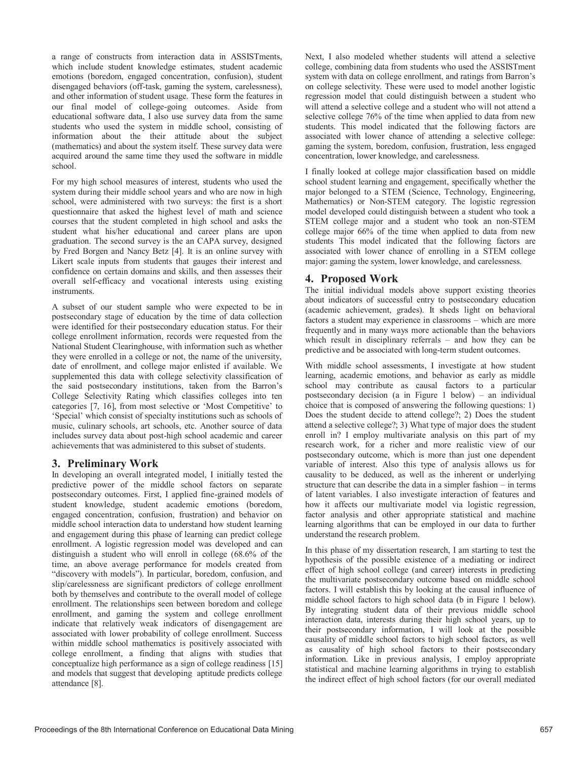a range of constructs from interaction data in ASSISTments, which include student knowledge estimates, student academic emotions (boredom, engaged concentration, confusion), student disengaged behaviors (off-task, gaming the system, carelessness), and other information of student usage. These form the features in our final model of college-going outcomes. Aside from educational software data, I also use survey data from the same students who used the system in middle school, consisting of information about the their attitude about the subject (mathematics) and about the system itself. These survey data were acquired around the same time they used the software in middle school.

For my high school measures of interest, students who used the system during their middle school years and who are now in high school, were administered with two surveys: the first is a short questionnaire that asked the highest level of math and science courses that the student completed in high school and asks the student what his/her educational and career plans are upon graduation. The second survey is the an CAPA survey, designed by Fred Borgen and Nancy Betz [4]. It is an online survey with Likert scale inputs from students that gauges their interest and confidence on certain domains and skills, and then assesses their overall self-efficacy and vocational interests using existing instruments.

A subset of our student sample who were expected to be in postsecondary stage of education by the time of data collection were identified for their postsecondary education status. For their college enrollment information, records were requested from the National Student Clearinghouse, with information such as whether they were enrolled in a college or not, the name of the university, date of enrollment, and college major enlisted if available. We supplemented this data with college selectivity classification of the said postsecondary institutions, taken from the Barron's College Selectivity Rating which classifies colleges into ten categories [7, 16], from most selective or 'Most Competitive' to 'Special' which consist of specialty institutions such as schools of music, culinary schools, art schools, etc. Another source of data includes survey data about post-high school academic and career achievements that was administered to this subset of students.

## 3. Preliminary Work

In developing an overall integrated model, I initially tested the predictive power of the middle school factors on separate postsecondary outcomes. First, I applied fine-grained models of student knowledge, student academic emotions (boredom, engaged concentration, confusion, frustration) and behavior on middle school interaction data to understand how student learning and engagement during this phase of learning can predict college enrollment. A logistic regression model was developed and can distinguish a student who will enroll in college (68.6% of the time, an above average performance for models created from "discovery with models"). In particular, boredom, confusion, and slip/carelessness are significant predictors of college enrollment both by themselves and contribute to the overall model of college enrollment. The relationships seen between boredom and college enrollment, and gaming the system and college enrollment indicate that relatively weak indicators of disengagement are associated with lower probability of college enrollment. Success within middle school mathematics is positively associated with college enrollment, a finding that aligns with studies that conceptualize high performance as a sign of college readiness [15] and models that suggest that developing aptitude predicts college attendance [8].

Next, I also modeled whether students will attend a selective college, combining data from students who used the ASSISTment system with data on college enrollment, and ratings from Barron's on college selectivity. These were used to model another logistic regression model that could distinguish between a student who will attend a selective college and a student who will not attend a selective college 76% of the time when applied to data from new students. This model indicated that the following factors are associated with lower chance of attending a selective college: gaming the system, boredom, confusion, frustration, less engaged concentration, lower knowledge, and carelessness.

I finally looked at college major classification based on middle school student learning and engagement, specifically whether the major belonged to a STEM (Science, Technology, Engineering, Mathematics) or Non-STEM category. The logistic regression model developed could distinguish between a student who took a STEM college major and a student who took an non-STEM college major 66% of the time when applied to data from new students This model indicated that the following factors are associated with lower chance of enrolling in a STEM college major: gaming the system, lower knowledge, and carelessness.

## 4. Proposed Work

The initial individual models above support existing theories about indicators of successful entry to postsecondary education (academic achievement, grades). It sheds light on behavioral factors a student may experience in classrooms – which are more frequently and in many ways more actionable than the behaviors which result in disciplinary referrals – and how they can be predictive and be associated with long-term student outcomes.

With middle school assessments, I investigate at how student learning, academic emotions, and behavior as early as middle school may contribute as causal factors to a particular postsecondary decision (a in Figure 1 below) – an individual choice that is composed of answering the following questions: 1) Does the student decide to attend college?; 2) Does the student attend a selective college?; 3) What type of major does the student enroll in? I employ multivariate analysis on this part of my research work, for a richer and more realistic view of our postsecondary outcome, which is more than just one dependent variable of interest. Also this type of analysis allows us for causality to be deduced, as well as the inherent or underlying structure that can describe the data in a simpler fashion – in terms of latent variables. I also investigate interaction of features and how it affects our multivariate model via logistic regression, factor analysis and other appropriate statistical and machine learning algorithms that can be employed in our data to further understand the research problem.

In this phase of my dissertation research, I am starting to test the hypothesis of the possible existence of a mediating or indirect effect of high school college (and career) interests in predicting the multivariate postsecondary outcome based on middle school factors. I will establish this by looking at the causal influence of middle school factors to high school data (b in Figure 1 below). By integrating student data of their previous middle school interaction data, interests during their high school years, up to their postsecondary information, I will look at the possible causality of middle school factors to high school factors, as well as causality of high school factors to their postsecondary information. Like in previous analysis, I employ appropriate statistical and machine learning algorithms in trying to establish the indirect effect of high school factors (for our overall mediated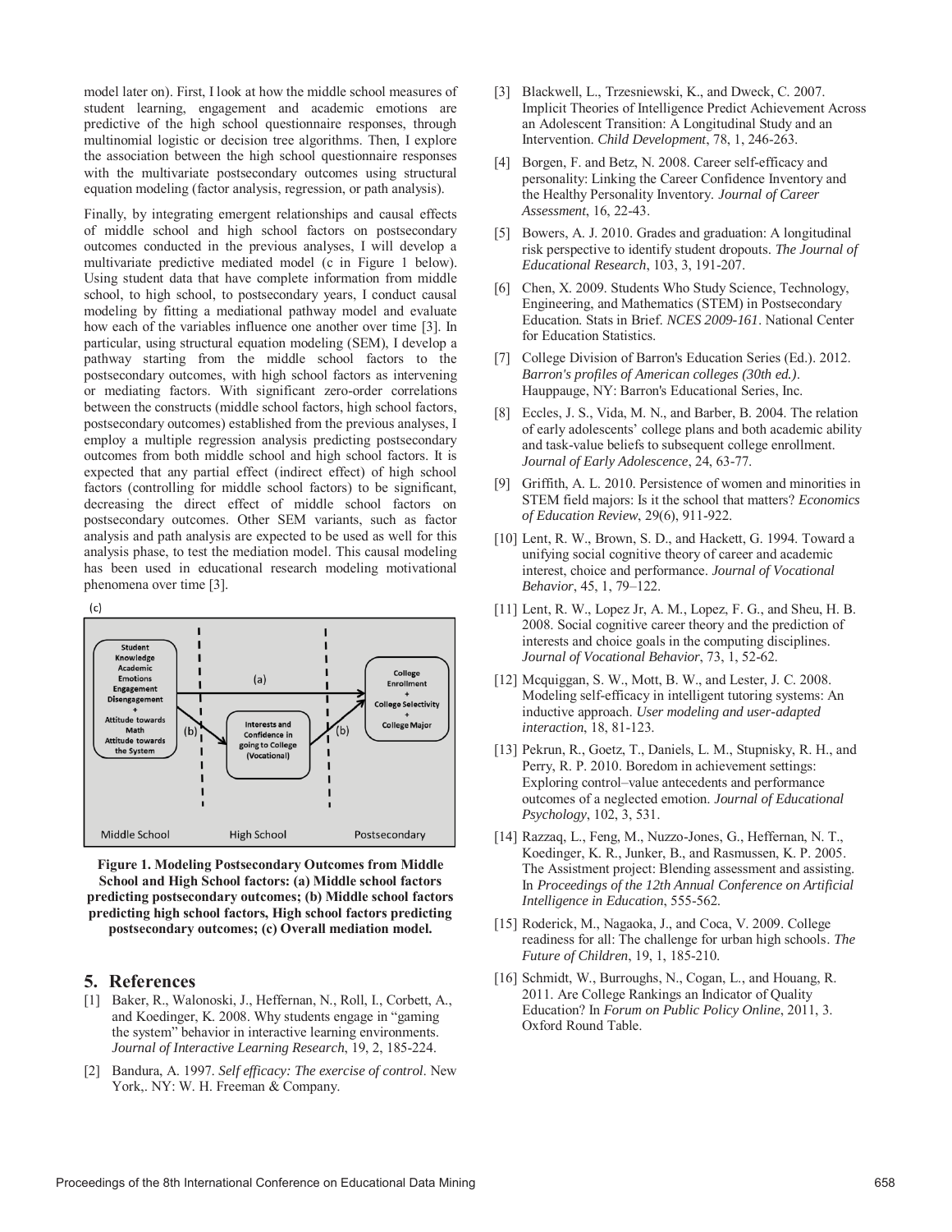model later on). First, I look at how the middle school measures of student learning, engagement and academic emotions are predictive of the high school questionnaire responses, through multinomial logistic or decision tree algorithms. Then, I explore the association between the high school questionnaire responses with the multivariate postsecondary outcomes using structural equation modeling (factor analysis, regression, or path analysis).

Finally, by integrating emergent relationships and causal effects of middle school and high school factors on postsecondary outcomes conducted in the previous analyses, I will develop a multivariate predictive mediated model (c in Figure 1 below). Using student data that have complete information from middle school, to high school, to postsecondary years, I conduct causal modeling by fitting a mediational pathway model and evaluate how each of the variables influence one another over time [3]. In particular, using structural equation modeling (SEM), I develop a pathway starting from the middle school factors to the postsecondary outcomes, with high school factors as intervening or mediating factors. With significant zero-order correlations between the constructs (middle school factors, high school factors, postsecondary outcomes) established from the previous analyses, I employ a multiple regression analysis predicting postsecondary outcomes from both middle school and high school factors. It is expected that any partial effect (indirect effect) of high school factors (controlling for middle school factors) to be significant, decreasing the direct effect of middle school factors on postsecondary outcomes. Other SEM variants, such as factor analysis and path analysis are expected to be used as well for this analysis phase, to test the mediation model. This causal modeling has been used in educational research modeling motivational phenomena over time [3].

(c)

Student Knowledge Academic Emotions Engagement Disengagement + Attitude towards Math Attitude towards the System

(a)

(b)

Interests and Confidence in going to College (Vocational)

(b)

College Enrollment + College Selectivity + College Major

Middle School

High School

Postsecondary

**Figure 1. Modeling Postsecondary Outcomes from Middle School and High School factors: (a) Middle school factors predicting postsecondary outcomes; (b) Middle school factors predicting high school factors, High school factors predicting postsecondary outcomes; (c) Overall mediation model.**

## 5. References

[1] Baker, R., Walonoski, J., Heffernan, N., Roll, I., Corbett, A., and Koedinger, K. 2008. Why students engage in "gaming the system" behavior in interactive learning environments. *Journal of Interactive Learning Research*, 19, 2, 185-224.

[2] Bandura, A. 1997. *Self efficacy: The exercise of control*. New York,. NY: W. H. Freeman & Company.

[3] Blackwell, L., Trzesniewski, K., and Dweck, C. 2007. Implicit Theories of Intelligence Predict Achievement Across an Adolescent Transition: A Longitudinal Study and an Intervention. *Child Development*, 78, 1, 246-263.

[4] Borgen, F. and Betz, N. 2008. Career self-efficacy and personality: Linking the Career Confidence Inventory and the Healthy Personality Inventory. *Journal of Career Assessment*, 16, 22-43.

[5] Bowers, A. J. 2010. Grades and graduation: A longitudinal risk perspective to identify student dropouts. *The Journal of Educational Research*, 103, 3, 191-207.

[6] Chen, X. 2009. Students Who Study Science, Technology, Engineering, and Mathematics (STEM) in Postsecondary Education. Stats in Brief. *NCES 2009-161*. National Center for Education Statistics.

[7] College Division of Barron's Education Series (Ed.). 2012. *Barron's profiles of American colleges (30th ed.)*. Hauppauge, NY: Barron's Educational Series, Inc.

[8] Eccles, J. S., Vida, M. N., and Barber, B. 2004. The relation of early adolescents' college plans and both academic ability and task-value beliefs to subsequent college enrollment. *Journal of Early Adolescence*, 24, 63-77.

[9] Griffith, A. L. 2010. Persistence of women and minorities in STEM field majors: Is it the school that matters? *Economics of Education Review*, 29(6), 911-922.

[10] Lent, R. W., Brown, S. D., and Hackett, G. 1994. Toward a unifying social cognitive theory of career and academic interest, choice and performance. *Journal of Vocational Behavior*, 45, 1, 79–122.

[11] Lent, R. W., Lopez Jr, A. M., Lopez, F. G., and Sheu, H. B. 2008. Social cognitive career theory and the prediction of interests and choice goals in the computing disciplines. *Journal of Vocational Behavior*, 73, 1, 52-62.

[12] Mcquiggan, S. W., Mott, B. W., and Lester, J. C. 2008. Modeling self-efficacy in intelligent tutoring systems: An inductive approach. *User modeling and user-adapted interaction*, 18, 81-123.

[13] Pekrun, R., Goetz, T., Daniels, L. M., Stupnisky, R. H., and Perry, R. P. 2010. Boredom in achievement settings: Exploring control–value antecedents and performance outcomes of a neglected emotion. *Journal of Educational Psychology*, 102, 3, 531.

[14] Razzaq, L., Feng, M., Nuzzo-Jones, G., Heffernan, N. T., Koedinger, K. R., Junker, B., and Rasmussen, K. P. 2005. The Assistment project: Blending assessment and assisting. In *Proceedings of the 12th Annual Conference on Artificial Intelligence in Education*, 555-562.

[15] Roderick, M., Nagaoka, J., and Coca, V. 2009. College readiness for all: The challenge for urban high schools. *The Future of Children*, 19, 1, 185-210.

[16] Schmidt, W., Burroughs, N., Cogan, L., and Houang, R. 2011. Are College Rankings an Indicator of Quality Education? In *Forum on Public Policy Online*, 2011, 3. Oxford Round Table.